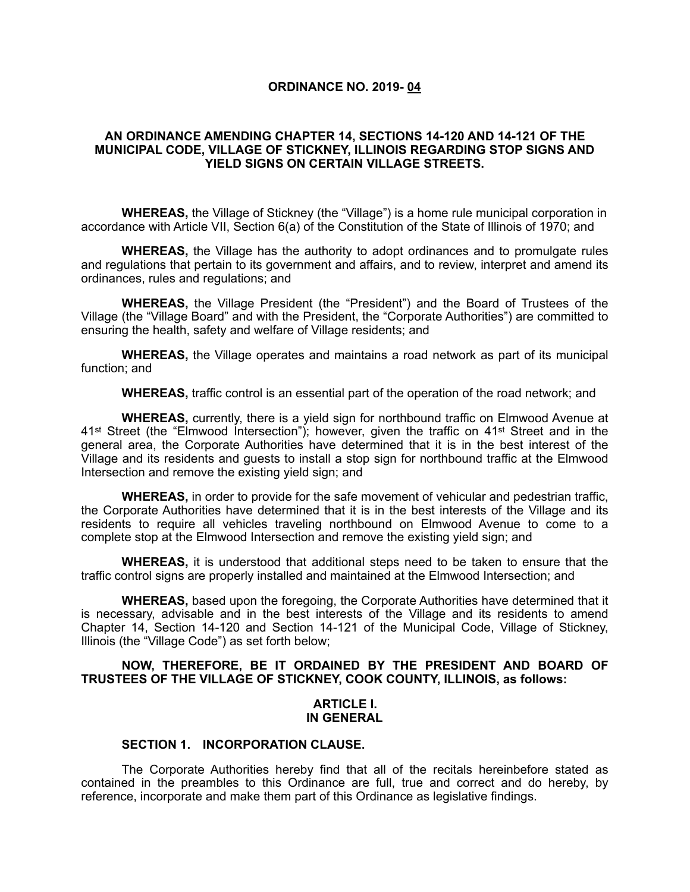# ORDINANCE NO. 2019- 04

## AN ORDINANCE AMENDING CHAPTER 14, SECTIONS 14-120 AND 14-121 OF THE MUNICIPAL CODE, VILLAGE OF STICKNEY, ILLINOIS REGARDING STOP SIGNS AND YIELD SIGNS ON CERTAIN VILLAGE STREETS.

**WHEREAS,** the Village of Stickney (the "Village") is a home rule municipal corporation in accordance with Article VII, Section 6(a) of the Constitution of the State of Illinois of 1970; and

**WHEREAS,** the Village has the authority to adopt ordinances and to promulgate rules and regulations that pertain to its government and affairs, and to review, interpret and amend its ordinances, rules and regulations; and

**WHEREAS,** the Village President (the "President") and the Board of Trustees of the Village (the "Village Board" and with the President, the "Corporate Authorities") are committed to ensuring the health, safety and welfare of Village residents; and

**WHEREAS,** the Village operates and maintains a road network as part of its municipal function; and

**WHEREAS,** traffic control is an essential part of the operation of the road network; and

**WHEREAS,** currently, there is a yield sign for northbound traffic on Elmwood Avenue at 41st Street (the "Elmwood Intersection"); however, given the traffic on 41st Street and in the general area, the Corporate Authorities have determined that it is in the best interest of the Village and its residents and guests to install a stop sign for northbound traffic at the Elmwood Intersection and remove the existing yield sign; and

**WHEREAS,** in order to provide for the safe movement of vehicular and pedestrian traffic, the Corporate Authorities have determined that it is in the best interests of the Village and its residents to require all vehicles traveling northbound on Elmwood Avenue to come to a complete stop at the Elmwood Intersection and remove the existing yield sign; and

**WHEREAS,** it is understood that additional steps need to be taken to ensure that the traffic control signs are properly installed and maintained at the Elmwood Intersection; and

**WHEREAS,** based upon the foregoing, the Corporate Authorities have determined that it is necessary, advisable and in the best interests of the Village and its residents to amend Chapter 14, Section 14-120 and Section 14-121 of the Municipal Code, Village of Stickney, Illinois (the "Village Code") as set forth below;

**NOW, THEREFORE, BE IT ORDAINED BY THE PRESIDENT AND BOARD OF TRUSTEES OF THE VILLAGE OF STICKNEY, COOK COUNTY, ILLINOIS, as follows:**

## ARTICLE I. IN GENERAL

### SECTION 1. INCORPORATION CLAUSE.

The Corporate Authorities hereby find that all of the recitals hereinbefore stated as contained in the preambles to this Ordinance are full, true and correct and do hereby, by reference, incorporate and make them part of this Ordinance as legislative findings.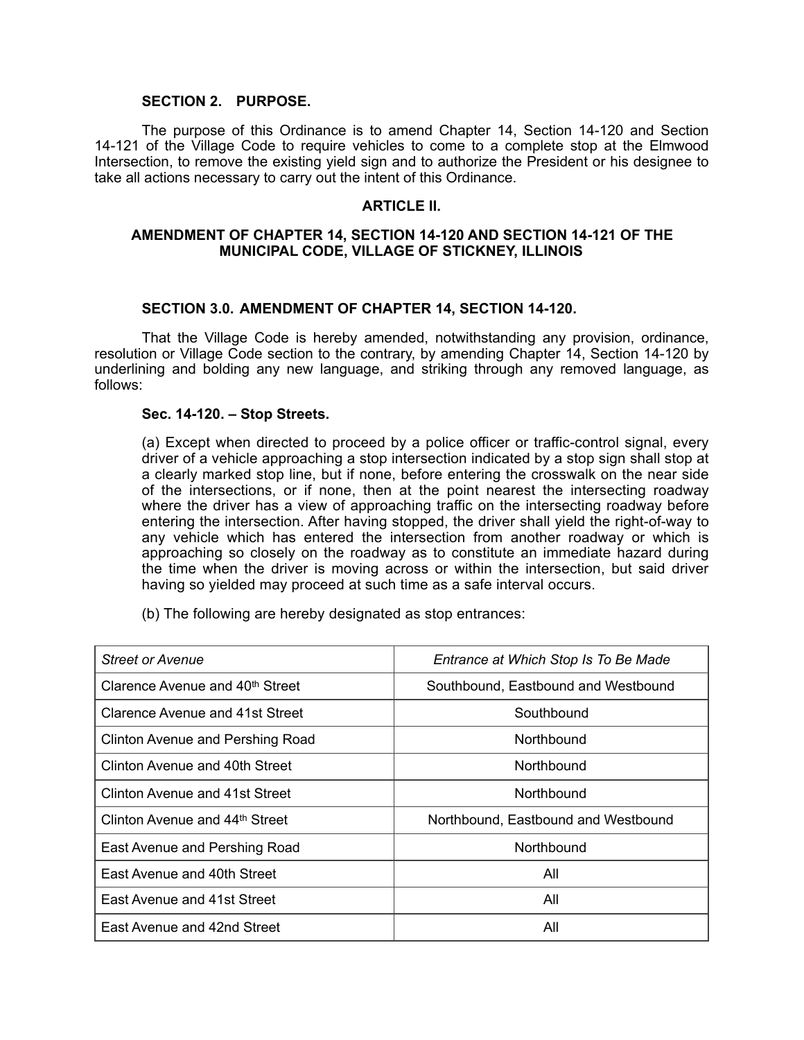**SECTION 2. PURPOSE.**

The purpose of this Ordinance is to amend Chapter 14, Section 14-120 and Section 14-121 of the Village Code to require vehicles to come to a complete stop at the Elmwood Intersection, to remove the existing yield sign and to authorize the President or his designee to take all actions necessary to carry out the intent of this Ordinance.

## ARTICLE II.

## AMENDMENT OF CHAPTER 14, SECTION 14-120 AND SECTION 14-121 OF THE MUNICIPAL CODE, VILLAGE OF STICKNEY, ILLINOIS

**SECTION 3.0. AMENDMENT OF CHAPTER 14, SECTION 14-120.**

That the Village Code is hereby amended, notwithstanding any provision, ordinance, resolution or Village Code section to the contrary, by amending Chapter 14, Section 14-120 by underlining and bolding any new language, and striking through any removed language, as follows:

**Sec. 14-120. – Stop Streets.**

(a) Except when directed to proceed by a police officer or traffic-control signal, every driver of a vehicle approaching a stop intersection indicated by a stop sign shall stop at a clearly marked stop line, but if none, before entering the crosswalk on the near side of the intersections, or if none, then at the point nearest the intersecting roadway where the driver has a view of approaching traffic on the intersecting roadway before entering the intersection. After having stopped, the driver shall yield the right-of-way to any vehicle which has entered the intersection from another roadway or which is approaching so closely on the roadway as to constitute an immediate hazard during the time when the driver is moving across or within the intersection, but said driver having so yielded may proceed at such time as a safe interval occurs.

(b) The following are hereby designated as stop entrances:

| *Street or Avenue* | *Entrance at Which Stop Is To Be Made* |
|---|---|
| Clarence Avenue and 40th Street | Southbound, Eastbound and Westbound |
| Clarence Avenue and 41st Street | Southbound |
| Clinton Avenue and Pershing Road | Northbound |
| Clinton Avenue and 40th Street | Northbound |
| Clinton Avenue and 41st Street | Northbound |
| Clinton Avenue and 44th Street | Northbound, Eastbound and Westbound |
| East Avenue and Pershing Road | Northbound |
| East Avenue and 40th Street | All |
| East Avenue and 41st Street | All |
| East Avenue and 42nd Street | All |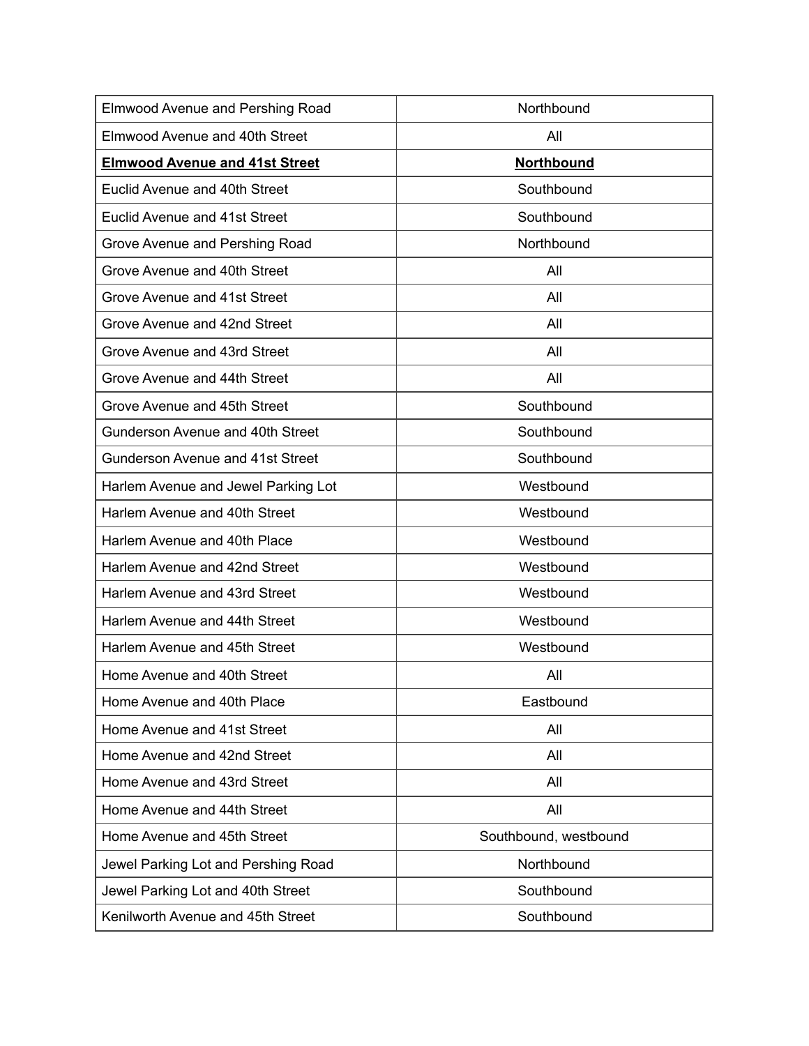| | |
|---|---|
| Elmwood Avenue and Pershing Road | Northbound |
| Elmwood Avenue and 40th Street | All |
| **Elmwood Avenue and 41st Street** | **Northbound** |
| Euclid Avenue and 40th Street | Southbound |
| Euclid Avenue and 41st Street | Southbound |
| Grove Avenue and Pershing Road | Northbound |
| Grove Avenue and 40th Street | All |
| Grove Avenue and 41st Street | All |
| Grove Avenue and 42nd Street | All |
| Grove Avenue and 43rd Street | All |
| Grove Avenue and 44th Street | All |
| Grove Avenue and 45th Street | Southbound |
| Gunderson Avenue and 40th Street | Southbound |
| Gunderson Avenue and 41st Street | Southbound |
| Harlem Avenue and Jewel Parking Lot | Westbound |
| Harlem Avenue and 40th Street | Westbound |
| Harlem Avenue and 40th Place | Westbound |
| Harlem Avenue and 42nd Street | Westbound |
| Harlem Avenue and 43rd Street | Westbound |
| Harlem Avenue and 44th Street | Westbound |
| Harlem Avenue and 45th Street | Westbound |
| Home Avenue and 40th Street | All |
| Home Avenue and 40th Place | Eastbound |
| Home Avenue and 41st Street | All |
| Home Avenue and 42nd Street | All |
| Home Avenue and 43rd Street | All |
| Home Avenue and 44th Street | All |
| Home Avenue and 45th Street | Southbound, westbound |
| Jewel Parking Lot and Pershing Road | Northbound |
| Jewel Parking Lot and 40th Street | Southbound |
| Kenilworth Avenue and 45th Street | Southbound |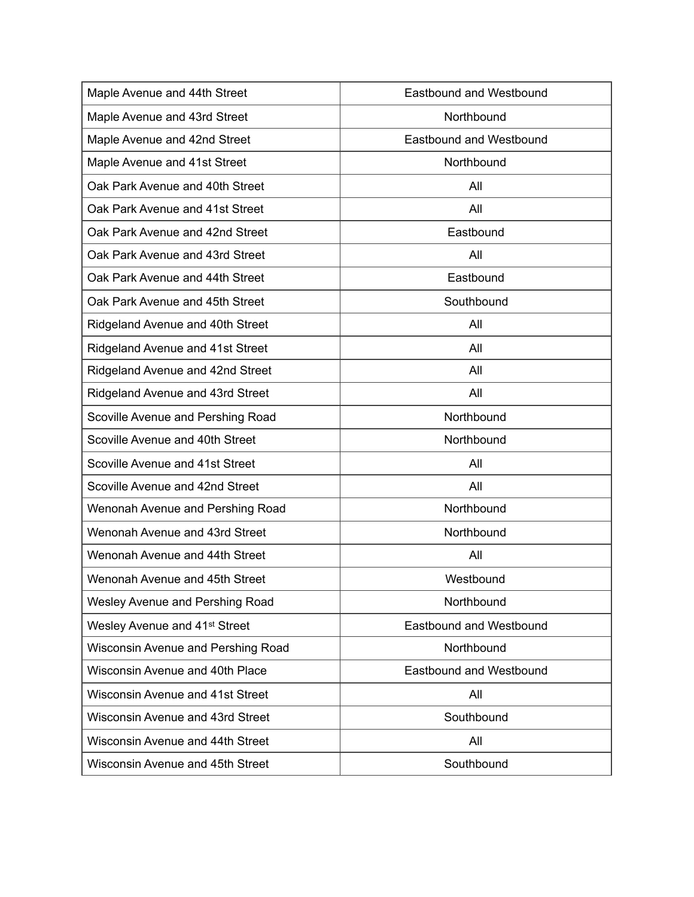| Maple Avenue and 44th Street | Eastbound and Westbound |
|---|---|
| Maple Avenue and 43rd Street | Northbound |
| Maple Avenue and 42nd Street | Eastbound and Westbound |
| Maple Avenue and 41st Street | Northbound |
| Oak Park Avenue and 40th Street | All |
| Oak Park Avenue and 41st Street | All |
| Oak Park Avenue and 42nd Street | Eastbound |
| Oak Park Avenue and 43rd Street | All |
| Oak Park Avenue and 44th Street | Eastbound |
| Oak Park Avenue and 45th Street | Southbound |
| Ridgeland Avenue and 40th Street | All |
| Ridgeland Avenue and 41st Street | All |
| Ridgeland Avenue and 42nd Street | All |
| Ridgeland Avenue and 43rd Street | All |
| Scoville Avenue and Pershing Road | Northbound |
| Scoville Avenue and 40th Street | Northbound |
| Scoville Avenue and 41st Street | All |
| Scoville Avenue and 42nd Street | All |
| Wenonah Avenue and Pershing Road | Northbound |
| Wenonah Avenue and 43rd Street | Northbound |
| Wenonah Avenue and 44th Street | All |
| Wenonah Avenue and 45th Street | Westbound |
| Wesley Avenue and Pershing Road | Northbound |
| Wesley Avenue and 41st Street | Eastbound and Westbound |
| Wisconsin Avenue and Pershing Road | Northbound |
| Wisconsin Avenue and 40th Place | Eastbound and Westbound |
| Wisconsin Avenue and 41st Street | All |
| Wisconsin Avenue and 43rd Street | Southbound |
| Wisconsin Avenue and 44th Street | All |
| Wisconsin Avenue and 45th Street | Southbound |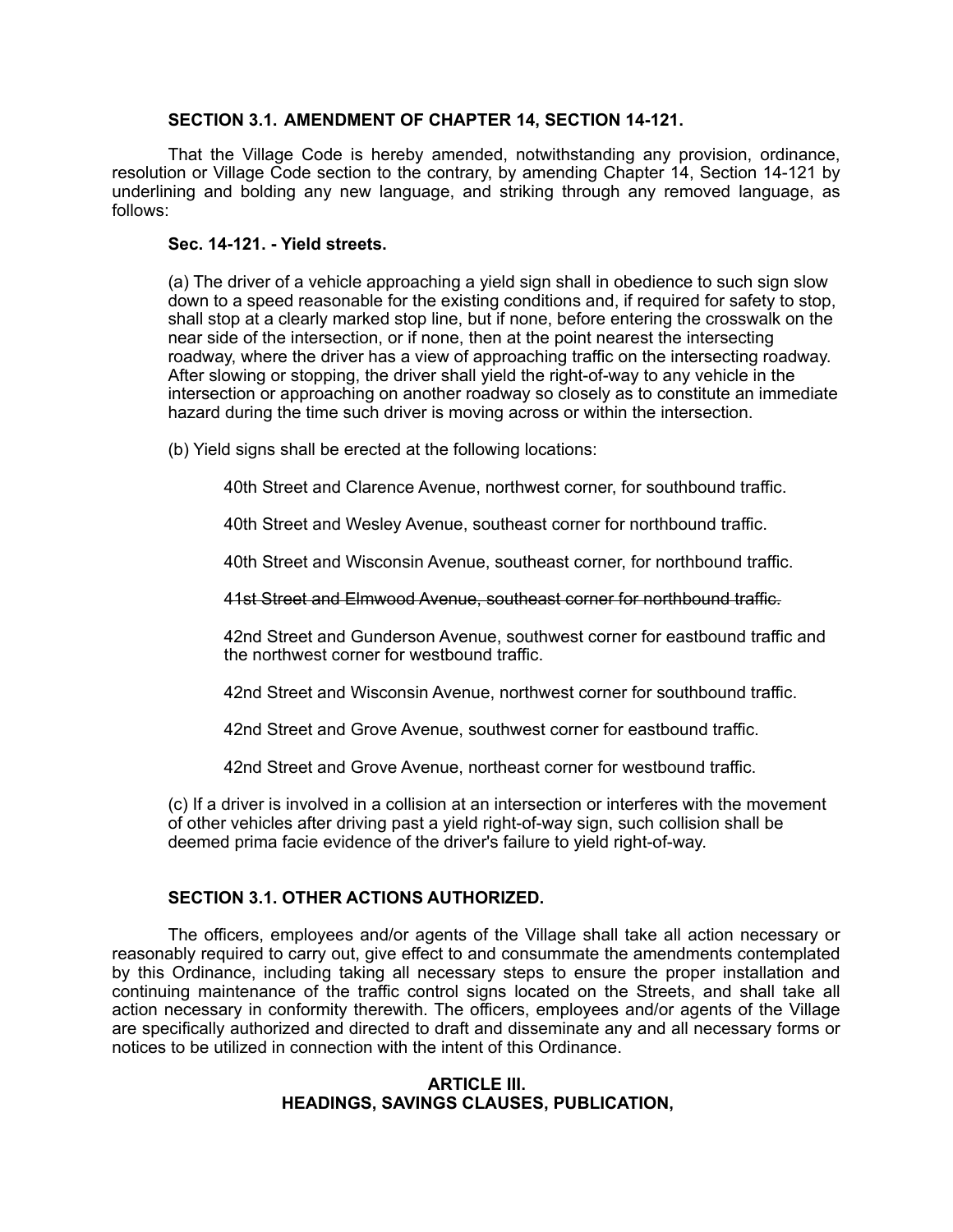**SECTION 3.1. AMENDMENT OF CHAPTER 14, SECTION 14-121.**

That the Village Code is hereby amended, notwithstanding any provision, ordinance, resolution or Village Code section to the contrary, by amending Chapter 14, Section 14-121 by underlining and bolding any new language, and striking through any removed language, as follows:

**Sec. 14-121. - Yield streets.**

(a) The driver of a vehicle approaching a yield sign shall in obedience to such sign slow down to a speed reasonable for the existing conditions and, if required for safety to stop, shall stop at a clearly marked stop line, but if none, before entering the crosswalk on the near side of the intersection, or if none, then at the point nearest the intersecting roadway, where the driver has a view of approaching traffic on the intersecting roadway. After slowing or stopping, the driver shall yield the right-of-way to any vehicle in the intersection or approaching on another roadway so closely as to constitute an immediate hazard during the time such driver is moving across or within the intersection.

(b) Yield signs shall be erected at the following locations:

40th Street and Clarence Avenue, northwest corner, for southbound traffic.

40th Street and Wesley Avenue, southeast corner for northbound traffic.

40th Street and Wisconsin Avenue, southeast corner, for northbound traffic.

~~41st Street and Elmwood Avenue, southeast corner for northbound traffic.~~

42nd Street and Gunderson Avenue, southwest corner for eastbound traffic and the northwest corner for westbound traffic.

42nd Street and Wisconsin Avenue, northwest corner for southbound traffic.

42nd Street and Grove Avenue, southwest corner for eastbound traffic.

42nd Street and Grove Avenue, northeast corner for westbound traffic.

(c) If a driver is involved in a collision at an intersection or interferes with the movement of other vehicles after driving past a yield right-of-way sign, such collision shall be deemed prima facie evidence of the driver's failure to yield right-of-way.

**SECTION 3.1. OTHER ACTIONS AUTHORIZED.**

The officers, employees and/or agents of the Village shall take all action necessary or reasonably required to carry out, give effect to and consummate the amendments contemplated by this Ordinance, including taking all necessary steps to ensure the proper installation and continuing maintenance of the traffic control signs located on the Streets, and shall take all action necessary in conformity therewith. The officers, employees and/or agents of the Village are specifically authorized and directed to draft and disseminate any and all necessary forms or notices to be utilized in connection with the intent of this Ordinance.

**ARTICLE III.**
**HEADINGS, SAVINGS CLAUSES, PUBLICATION,**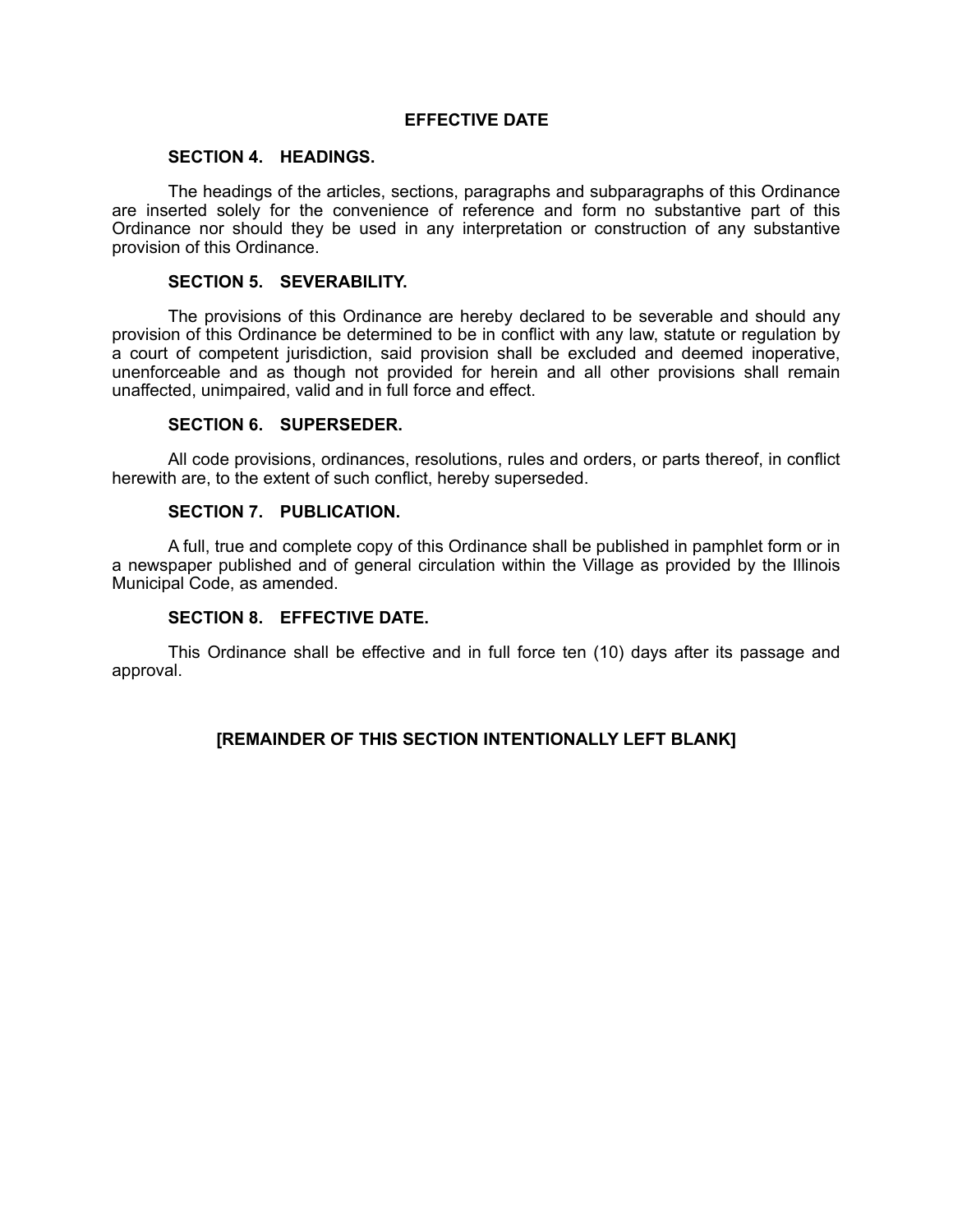## EFFECTIVE DATE

### SECTION 4. HEADINGS.

The headings of the articles, sections, paragraphs and subparagraphs of this Ordinance are inserted solely for the convenience of reference and form no substantive part of this Ordinance nor should they be used in any interpretation or construction of any substantive provision of this Ordinance.

### SECTION 5. SEVERABILITY.

The provisions of this Ordinance are hereby declared to be severable and should any provision of this Ordinance be determined to be in conflict with any law, statute or regulation by a court of competent jurisdiction, said provision shall be excluded and deemed inoperative, unenforceable and as though not provided for herein and all other provisions shall remain unaffected, unimpaired, valid and in full force and effect.

### SECTION 6. SUPERSEDER.

All code provisions, ordinances, resolutions, rules and orders, or parts thereof, in conflict herewith are, to the extent of such conflict, hereby superseded.

### SECTION 7. PUBLICATION.

A full, true and complete copy of this Ordinance shall be published in pamphlet form or in a newspaper published and of general circulation within the Village as provided by the Illinois Municipal Code, as amended.

### SECTION 8. EFFECTIVE DATE.

This Ordinance shall be effective and in full force ten (10) days after its passage and approval.

**[REMAINDER OF THIS SECTION INTENTIONALLY LEFT BLANK]**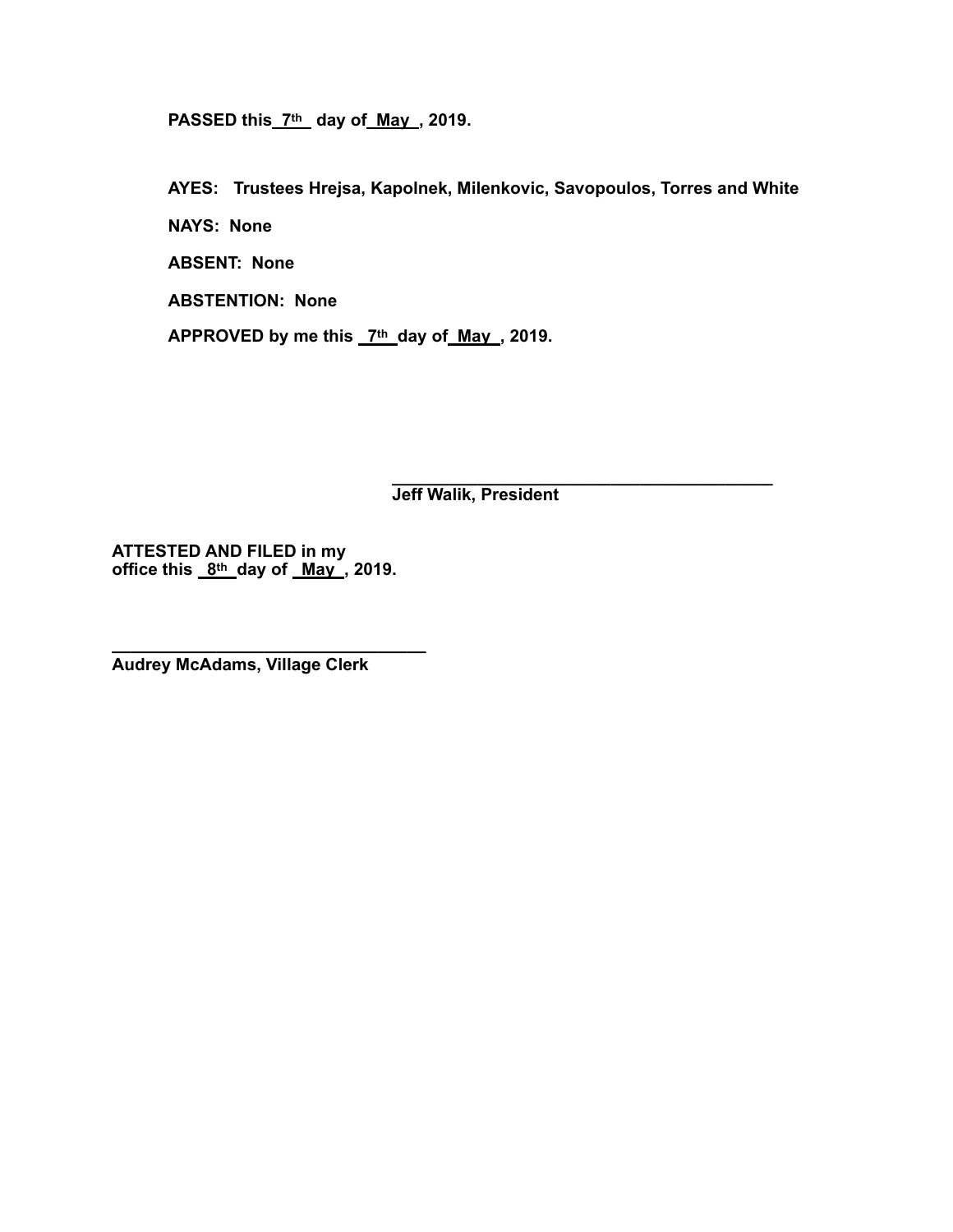**PASSED this 7th day of May, 2019.**

**AYES: Trustees Hrejsa, Kapolnek, Milenkovic, Savopoulos, Torres and White**

**NAYS: None**

**ABSENT: None**

**ABSTENTION: None**

**APPROVED by me this 7th day of May, 2019.**

\_\_\_\_\_\_\_\_\_\_\_\_\_\_\_\_\_\_\_\_\_\_\_\_\_\_\_\_\_\_\_\_\_\_\_\_\_\_\_\_\_\_
**Jeff Walik, President**

**ATTESTED AND FILED in my office this 8th day of May, 2019.**

\_\_\_\_\_\_\_\_\_\_\_\_\_\_\_\_\_\_\_\_\_\_\_\_\_\_\_\_\_\_\_\_\_\_\_
**Audrey McAdams, Village Clerk**